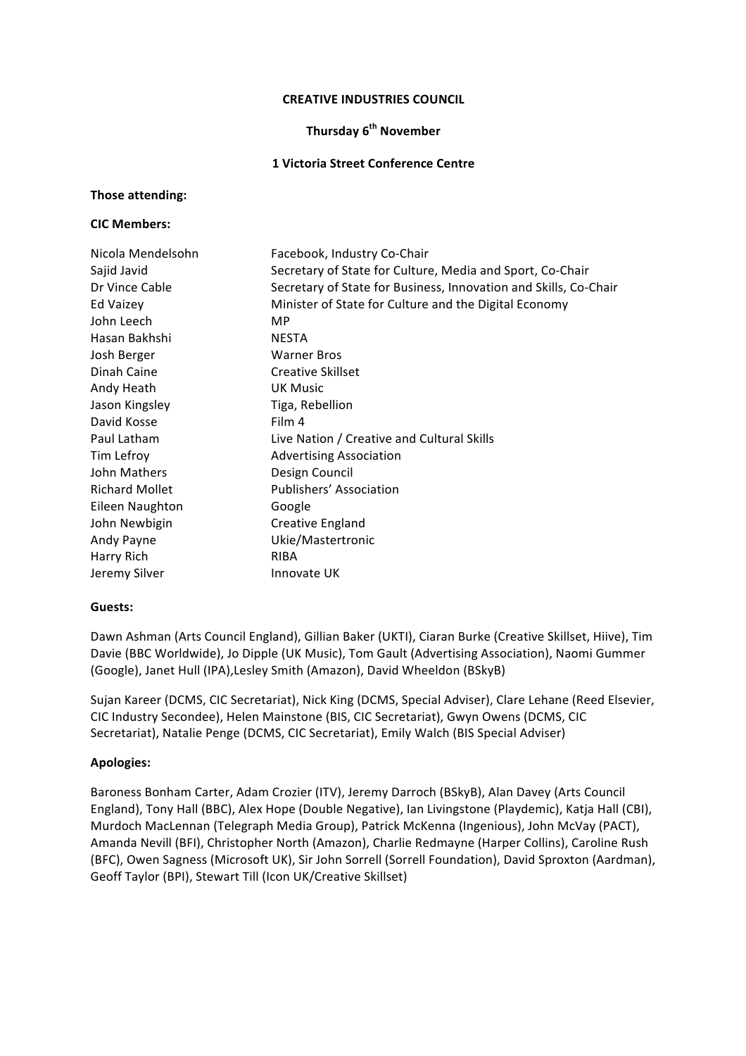**CREATIVE INDUSTRIES COUNCIL**

**Thursday 6th November**

**1 Victoria Street Conference Centre**

**Those attending:**

**CIC Members:**

| | |
|---|---|
| Nicola Mendelsohn | Facebook, Industry Co-Chair |
| Sajid Javid | Secretary of State for Culture, Media and Sport, Co-Chair |
| Dr Vince Cable | Secretary of State for Business, Innovation and Skills, Co-Chair |
| Ed Vaizey | Minister of State for Culture and the Digital Economy |
| John Leech | MP |
| Hasan Bakhshi | NESTA |
| Josh Berger | Warner Bros |
| Dinah Caine | Creative Skillset |
| Andy Heath | UK Music |
| Jason Kingsley | Tiga, Rebellion |
| David Kosse | Film 4 |
| Paul Latham | Live Nation / Creative and Cultural Skills |
| Tim Lefroy | Advertising Association |
| John Mathers | Design Council |
| Richard Mollet | Publishers' Association |
| Eileen Naughton | Google |
| John Newbigin | Creative England |
| Andy Payne | Ukie/Mastertronic |
| Harry Rich | RIBA |
| Jeremy Silver | Innovate UK |

**Guests:**

Dawn Ashman (Arts Council England), Gillian Baker (UKTI), Ciaran Burke (Creative Skillset, Hiive), Tim Davie (BBC Worldwide), Jo Dipple (UK Music), Tom Gault (Advertising Association), Naomi Gummer (Google), Janet Hull (IPA),Lesley Smith (Amazon), David Wheeldon (BSkyB)

Sujan Kareer (DCMS, CIC Secretariat), Nick King (DCMS, Special Adviser), Clare Lehane (Reed Elsevier, CIC Industry Secondee), Helen Mainstone (BIS, CIC Secretariat), Gwyn Owens (DCMS, CIC Secretariat), Natalie Penge (DCMS, CIC Secretariat), Emily Walch (BIS Special Adviser)

**Apologies:**

Baroness Bonham Carter, Adam Crozier (ITV), Jeremy Darroch (BSkyB), Alan Davey (Arts Council England), Tony Hall (BBC), Alex Hope (Double Negative), Ian Livingstone (Playdemic), Katja Hall (CBI), Murdoch MacLennan (Telegraph Media Group), Patrick McKenna (Ingenious), John McVay (PACT), Amanda Nevill (BFI), Christopher North (Amazon), Charlie Redmayne (Harper Collins), Caroline Rush (BFC), Owen Sagness (Microsoft UK), Sir John Sorrell (Sorrell Foundation), David Sproxton (Aardman), Geoff Taylor (BPI), Stewart Till (Icon UK/Creative Skillset)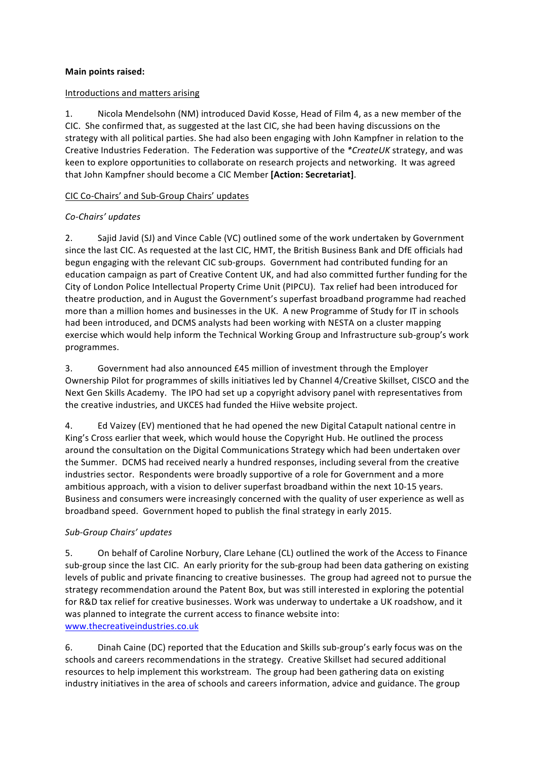**Main points raised:**

Introductions and matters arising

1. Nicola Mendelsohn (NM) introduced David Kosse, Head of Film 4, as a new member of the CIC. She confirmed that, as suggested at the last CIC, she had been having discussions on the strategy with all political parties. She had also been engaging with John Kampfner in relation to the Creative Industries Federation. The Federation was supportive of the *CreateUK* strategy, and was keen to explore opportunities to collaborate on research projects and networking. It was agreed that John Kampfner should become a CIC Member **[Action: Secretariat]**.

CIC Co-Chairs' and Sub-Group Chairs' updates

*Co-Chairs' updates*

2. Sajid Javid (SJ) and Vince Cable (VC) outlined some of the work undertaken by Government since the last CIC. As requested at the last CIC, HMT, the British Business Bank and DfE officials had begun engaging with the relevant CIC sub-groups. Government had contributed funding for an education campaign as part of Creative Content UK, and had also committed further funding for the City of London Police Intellectual Property Crime Unit (PIPCU). Tax relief had been introduced for theatre production, and in August the Government's superfast broadband programme had reached more than a million homes and businesses in the UK. A new Programme of Study for IT in schools had been introduced, and DCMS analysts had been working with NESTA on a cluster mapping exercise which would help inform the Technical Working Group and Infrastructure sub-group's work programmes.

3. Government had also announced £45 million of investment through the Employer Ownership Pilot for programmes of skills initiatives led by Channel 4/Creative Skillset, CISCO and the Next Gen Skills Academy. The IPO had set up a copyright advisory panel with representatives from the creative industries, and UKCES had funded the Hiive website project.

4. Ed Vaizey (EV) mentioned that he had opened the new Digital Catapult national centre in King's Cross earlier that week, which would house the Copyright Hub. He outlined the process around the consultation on the Digital Communications Strategy which had been undertaken over the Summer. DCMS had received nearly a hundred responses, including several from the creative industries sector. Respondents were broadly supportive of a role for Government and a more ambitious approach, with a vision to deliver superfast broadband within the next 10-15 years. Business and consumers were increasingly concerned with the quality of user experience as well as broadband speed. Government hoped to publish the final strategy in early 2015.

*Sub-Group Chairs' updates*

5. On behalf of Caroline Norbury, Clare Lehane (CL) outlined the work of the Access to Finance sub-group since the last CIC. An early priority for the sub-group had been data gathering on existing levels of public and private financing to creative businesses. The group had agreed not to pursue the strategy recommendation around the Patent Box, but was still interested in exploring the potential for R&D tax relief for creative businesses. Work was underway to undertake a UK roadshow, and it was planned to integrate the current access to finance website into: www.thecreativeindustries.co.uk

6. Dinah Caine (DC) reported that the Education and Skills sub-group's early focus was on the schools and careers recommendations in the strategy. Creative Skillset had secured additional resources to help implement this workstream. The group had been gathering data on existing industry initiatives in the area of schools and careers information, advice and guidance. The group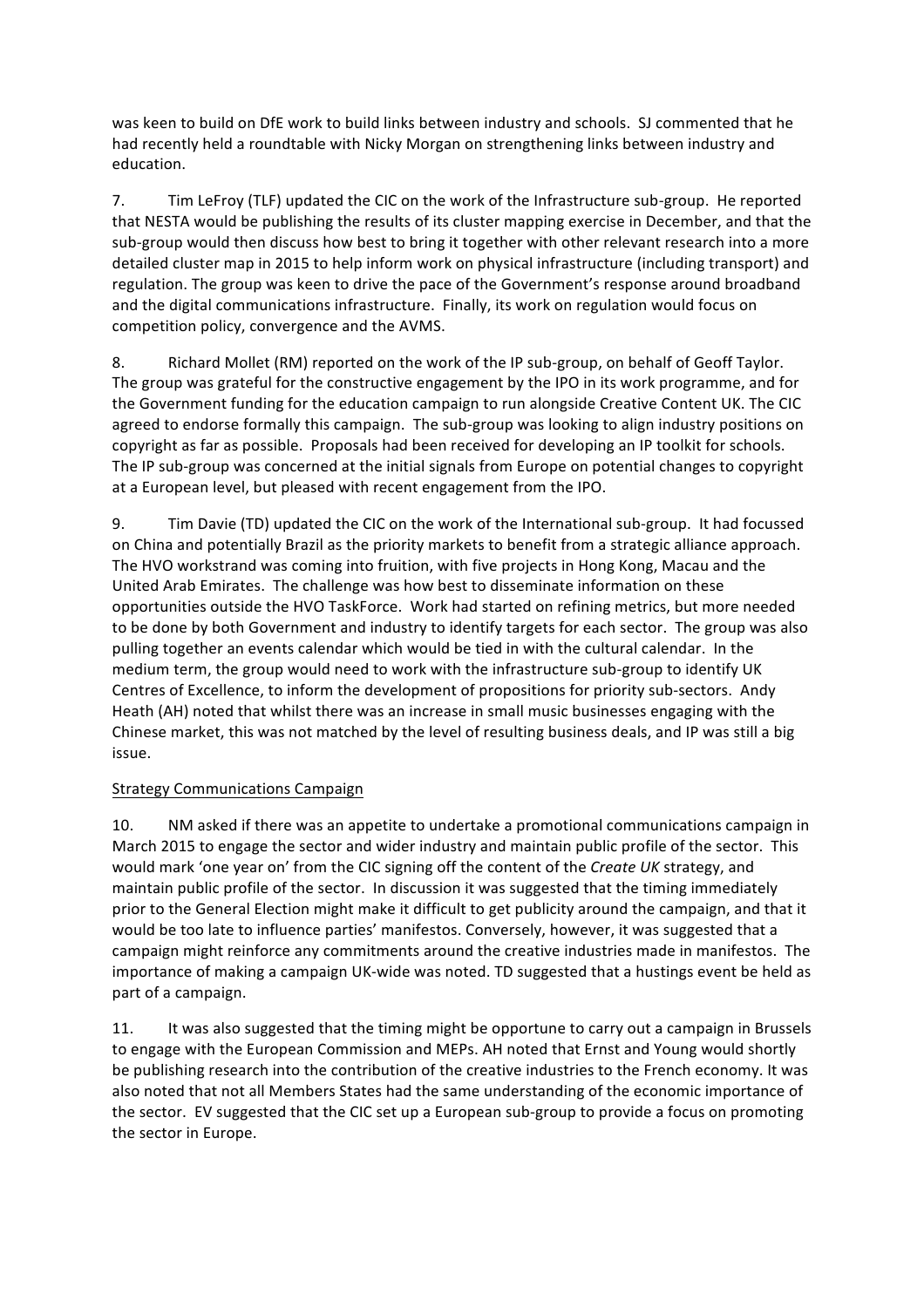was keen to build on DfE work to build links between industry and schools. SJ commented that he had recently held a roundtable with Nicky Morgan on strengthening links between industry and education.

7. Tim LeFroy (TLF) updated the CIC on the work of the Infrastructure sub-group. He reported that NESTA would be publishing the results of its cluster mapping exercise in December, and that the sub-group would then discuss how best to bring it together with other relevant research into a more detailed cluster map in 2015 to help inform work on physical infrastructure (including transport) and regulation. The group was keen to drive the pace of the Government's response around broadband and the digital communications infrastructure. Finally, its work on regulation would focus on competition policy, convergence and the AVMS.

8. Richard Mollet (RM) reported on the work of the IP sub-group, on behalf of Geoff Taylor. The group was grateful for the constructive engagement by the IPO in its work programme, and for the Government funding for the education campaign to run alongside Creative Content UK. The CIC agreed to endorse formally this campaign. The sub-group was looking to align industry positions on copyright as far as possible. Proposals had been received for developing an IP toolkit for schools. The IP sub-group was concerned at the initial signals from Europe on potential changes to copyright at a European level, but pleased with recent engagement from the IPO.

9. Tim Davie (TD) updated the CIC on the work of the International sub-group. It had focussed on China and potentially Brazil as the priority markets to benefit from a strategic alliance approach. The HVO workstrand was coming into fruition, with five projects in Hong Kong, Macau and the United Arab Emirates. The challenge was how best to disseminate information on these opportunities outside the HVO TaskForce. Work had started on refining metrics, but more needed to be done by both Government and industry to identify targets for each sector. The group was also pulling together an events calendar which would be tied in with the cultural calendar. In the medium term, the group would need to work with the infrastructure sub-group to identify UK Centres of Excellence, to inform the development of propositions for priority sub-sectors. Andy Heath (AH) noted that whilst there was an increase in small music businesses engaging with the Chinese market, this was not matched by the level of resulting business deals, and IP was still a big issue.

Strategy Communications Campaign

10. NM asked if there was an appetite to undertake a promotional communications campaign in March 2015 to engage the sector and wider industry and maintain public profile of the sector. This would mark 'one year on' from the CIC signing off the content of the *Create UK* strategy, and maintain public profile of the sector. In discussion it was suggested that the timing immediately prior to the General Election might make it difficult to get publicity around the campaign, and that it would be too late to influence parties' manifestos. Conversely, however, it was suggested that a campaign might reinforce any commitments around the creative industries made in manifestos. The importance of making a campaign UK-wide was noted. TD suggested that a hustings event be held as part of a campaign.

11. It was also suggested that the timing might be opportune to carry out a campaign in Brussels to engage with the European Commission and MEPs. AH noted that Ernst and Young would shortly be publishing research into the contribution of the creative industries to the French economy. It was also noted that not all Members States had the same understanding of the economic importance of the sector. EV suggested that the CIC set up a European sub-group to provide a focus on promoting the sector in Europe.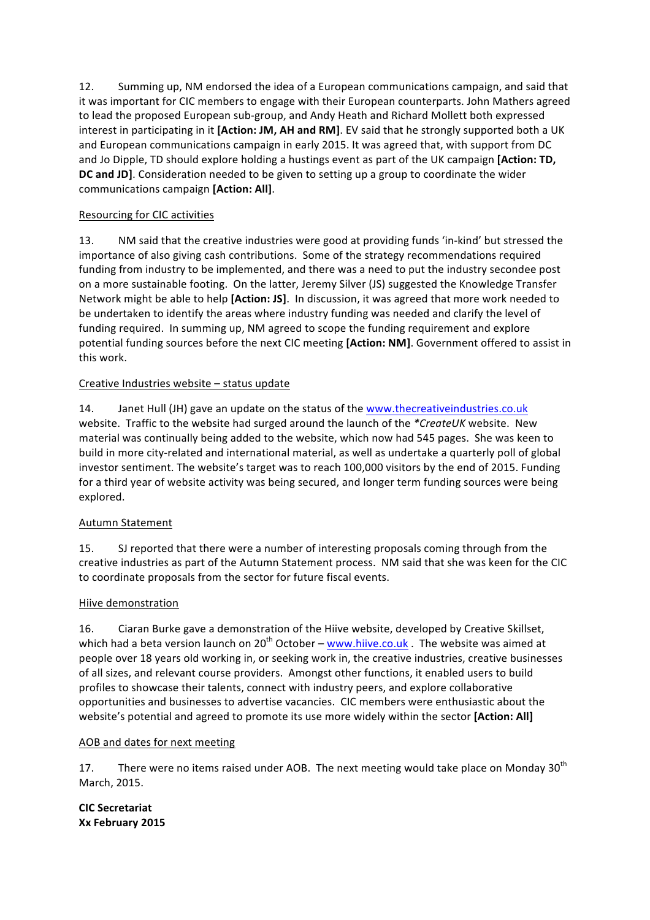12. Summing up, NM endorsed the idea of a European communications campaign, and said that it was important for CIC members to engage with their European counterparts. John Mathers agreed to lead the proposed European sub-group, and Andy Heath and Richard Mollett both expressed interest in participating in it **[Action: JM, AH and RM]**. EV said that he strongly supported both a UK and European communications campaign in early 2015. It was agreed that, with support from DC and Jo Dipple, TD should explore holding a hustings event as part of the UK campaign **[Action: TD, DC and JD]**. Consideration needed to be given to setting up a group to coordinate the wider communications campaign **[Action: All]**.

Resourcing for CIC activities

13. NM said that the creative industries were good at providing funds 'in-kind' but stressed the importance of also giving cash contributions. Some of the strategy recommendations required funding from industry to be implemented, and there was a need to put the industry secondee post on a more sustainable footing. On the latter, Jeremy Silver (JS) suggested the Knowledge Transfer Network might be able to help **[Action: JS]**. In discussion, it was agreed that more work needed to be undertaken to identify the areas where industry funding was needed and clarify the level of funding required. In summing up, NM agreed to scope the funding requirement and explore potential funding sources before the next CIC meeting **[Action: NM]**. Government offered to assist in this work.

Creative Industries website – status update

14. Janet Hull (JH) gave an update on the status of the www.thecreativeindustries.co.uk website. Traffic to the website had surged around the launch of the *\*CreateUK* website. New material was continually being added to the website, which now had 545 pages. She was keen to build in more city-related and international material, as well as undertake a quarterly poll of global investor sentiment. The website's target was to reach 100,000 visitors by the end of 2015. Funding for a third year of website activity was being secured, and longer term funding sources were being explored.

Autumn Statement

15. SJ reported that there were a number of interesting proposals coming through from the creative industries as part of the Autumn Statement process. NM said that she was keen for the CIC to coordinate proposals from the sector for future fiscal events.

Hiive demonstration

16. Ciaran Burke gave a demonstration of the Hiive website, developed by Creative Skillset, which had a beta version launch on 20th October – www.hiive.co.uk . The website was aimed at people over 18 years old working in, or seeking work in, the creative industries, creative businesses of all sizes, and relevant course providers. Amongst other functions, it enabled users to build profiles to showcase their talents, connect with industry peers, and explore collaborative opportunities and businesses to advertise vacancies. CIC members were enthusiastic about the website's potential and agreed to promote its use more widely within the sector **[Action: All]**

AOB and dates for next meeting

17. There were no items raised under AOB. The next meeting would take place on Monday 30th March, 2015.

**CIC Secretariat**
**Xx February 2015**